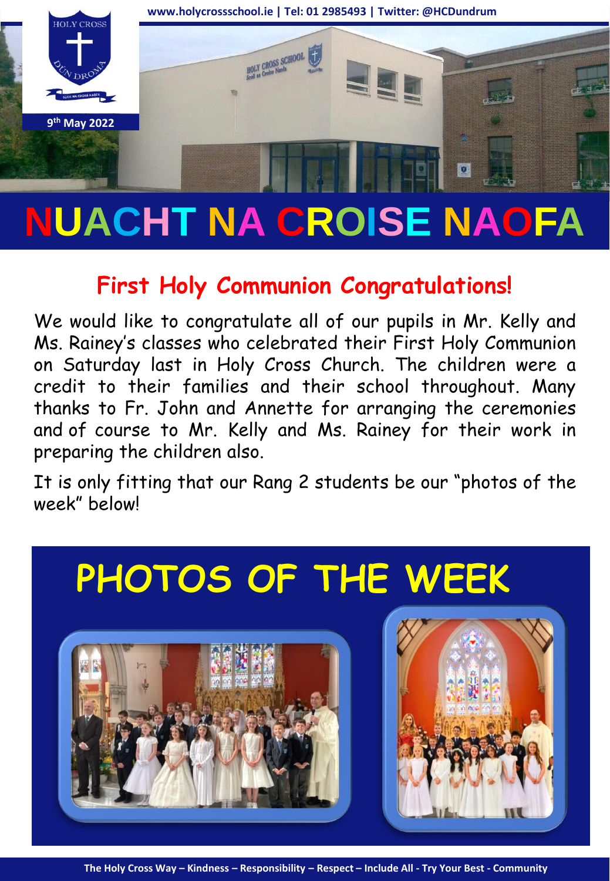www.holycrossschool.ie | Tel: 01 2985493 | Twitter: @HCDundrum

9th May 2022

# NUACHT NA CROISE NAOFA

## First Holy Communion Congratulations!

We would like to congratulate all of our pupils in Mr. Kelly and Ms. Rainey's classes who celebrated their First Holy Communion on Saturday last in Holy Cross Church. The children were a credit to their families and their school throughout. Many thanks to Fr. John and Annette for arranging the ceremonies and of course to Mr. Kelly and Ms. Rainey for their work in preparing the children also.

It is only fitting that our Rang 2 students be our "photos of the week" below!

## PHOTOS OF THE WEEK

The Holy Cross Way – Kindness – Responsibility – Respect – Include All - Try Your Best - Community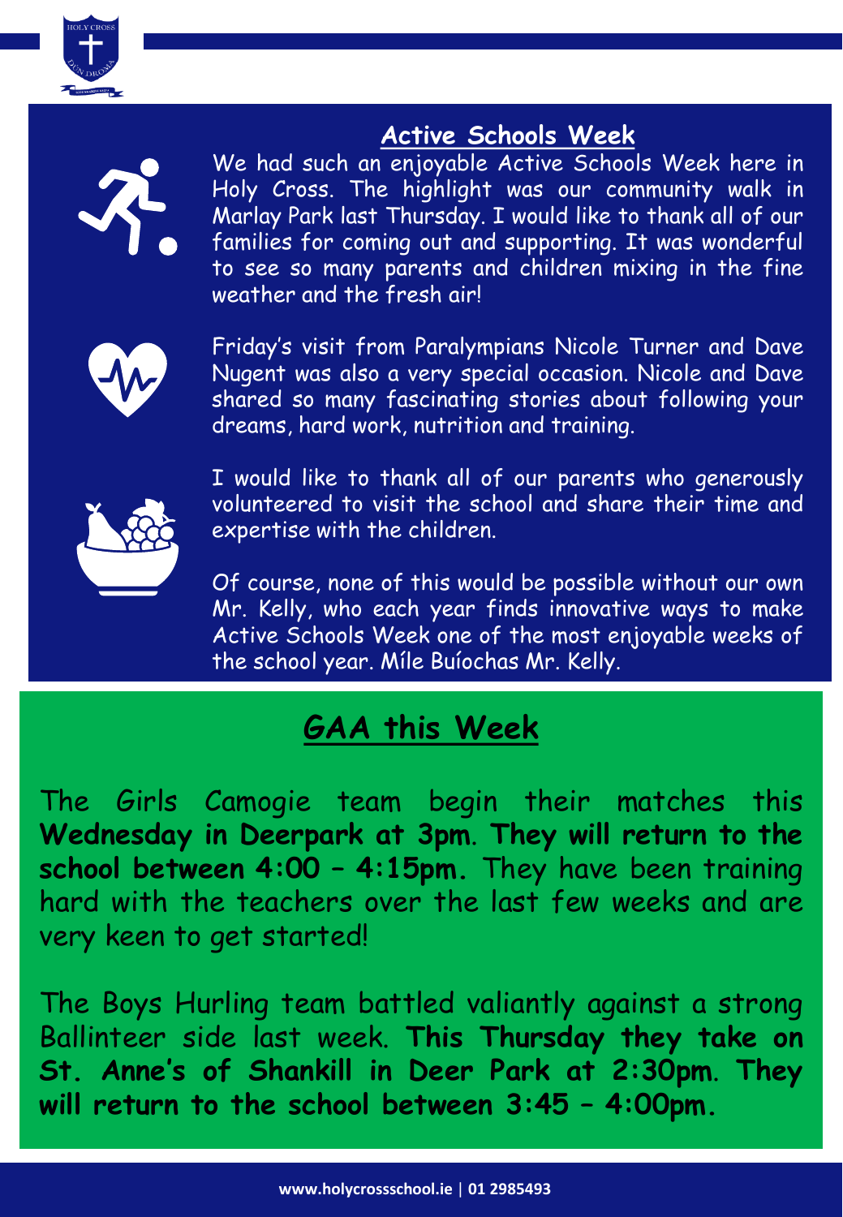## Active Schools Week

We had such an enjoyable Active Schools Week here in Holy Cross. The highlight was our community walk in Marlay Park last Thursday. I would like to thank all of our families for coming out and supporting. It was wonderful to see so many parents and children mixing in the fine weather and the fresh air!

Friday's visit from Paralympians Nicole Turner and Dave Nugent was also a very special occasion. Nicole and Dave shared so many fascinating stories about following your dreams, hard work, nutrition and training.

I would like to thank all of our parents who generously volunteered to visit the school and share their time and expertise with the children.

Of course, none of this would be possible without our own Mr. Kelly, who each year finds innovative ways to make Active Schools Week one of the most enjoyable weeks of the school year. Míle Buíochas Mr. Kelly.

## GAA this Week

The Girls Camogie team begin their matches this **Wednesday in Deerpark at 3pm**. **They will return to the school between 4:00 – 4:15pm.** They have been training hard with the teachers over the last few weeks and are very keen to get started!

The Boys Hurling team battled valiantly against a strong Ballinteer side last week. **This Thursday they take on St. Anne's of Shankill in Deer Park at 2:30pm**. **They will return to the school between 3:45 – 4:00pm.**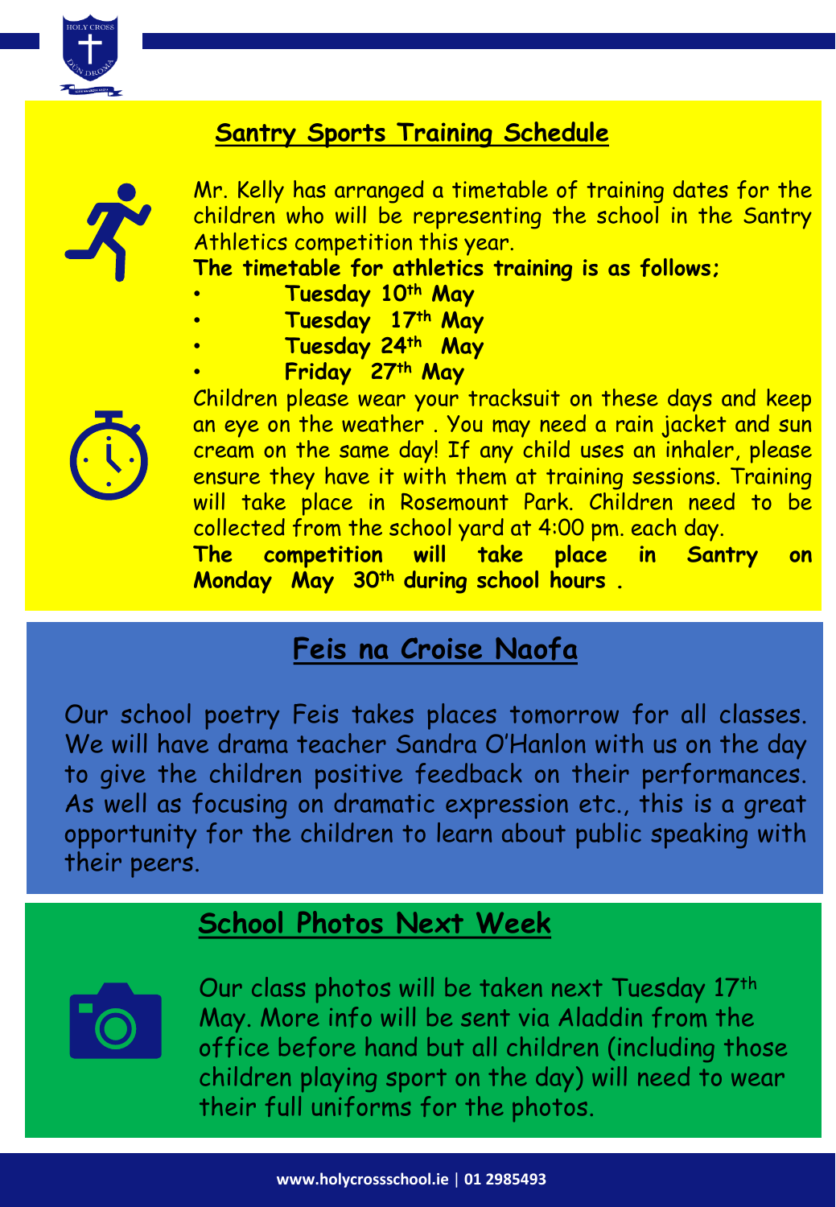## Santry Sports Training Schedule

Mr. Kelly has arranged a timetable of training dates for the children who will be representing the school in the Santry Athletics competition this year.

**The timetable for athletics training is as follows;**

- **Tuesday 10th May**
- **Tuesday 17th May**
- **Tuesday 24th May**
- **Friday 27th May**

Children please wear your tracksuit on these days and keep an eye on the weather . You may need a rain jacket and sun cream on the same day! If any child uses an inhaler, please ensure they have it with them at training sessions. Training will take place in Rosemount Park. Children need to be collected from the school yard at 4:00 pm. each day.

**The competition will take place in Santry on Monday May 30th during school hours .**

## Feis na Croise Naofa

Our school poetry Feis takes places tomorrow for all classes. We will have drama teacher Sandra O'Hanlon with us on the day to give the children positive feedback on their performances. As well as focusing on dramatic expression etc., this is a great opportunity for the children to learn about public speaking with their peers.

## School Photos Next Week

Our class photos will be taken next Tuesday 17th May. More info will be sent via Aladdin from the office before hand but all children (including those children playing sport on the day) will need to wear their full uniforms for the photos.

**www.holycrossschool.ie | 01 2985493**